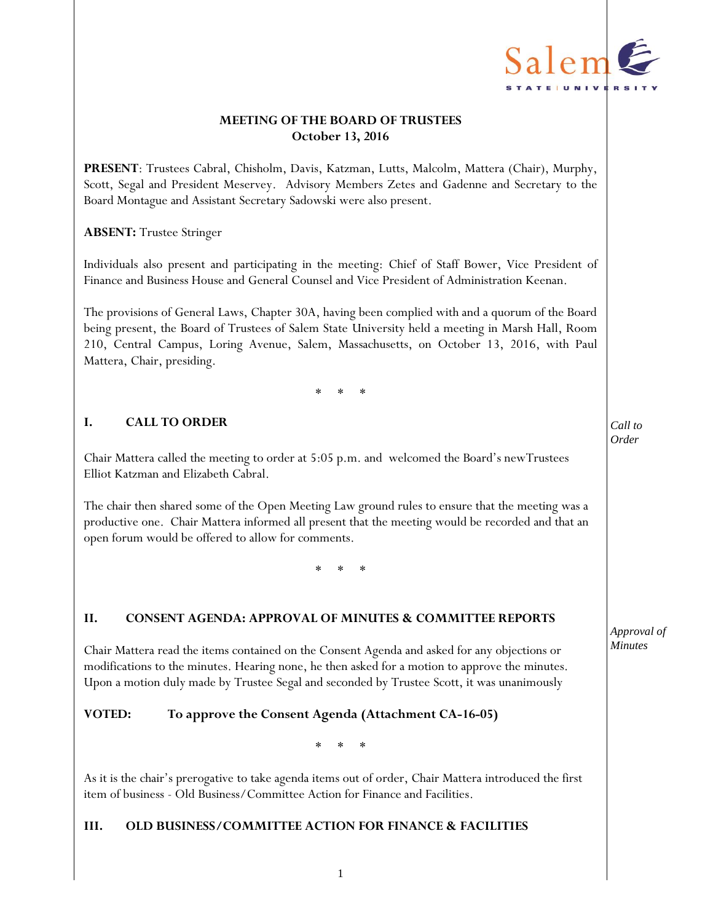# MEETING OF THE BOARD OF TRUSTEES
## October 13, 2016

**PRESENT**: Trustees Cabral, Chisholm, Davis, Katzman, Lutts, Malcolm, Mattera (Chair), Murphy, Scott, Segal and President Meservey. Advisory Members Zetes and Gadenne and Secretary to the Board Montague and Assistant Secretary Sadowski were also present.

**ABSENT:** Trustee Stringer

Individuals also present and participating in the meeting: Chief of Staff Bower, Vice President of Finance and Business House and General Counsel and Vice President of Administration Keenan.

The provisions of General Laws, Chapter 30A, having been complied with and a quorum of the Board being present, the Board of Trustees of Salem State University held a meeting in Marsh Hall, Room 210, Central Campus, Loring Avenue, Salem, Massachusetts, on October 13, 2016, with Paul Mattera, Chair, presiding.

\* \* \*

## I. CALL TO ORDER

*Call to Order*

Chair Mattera called the meeting to order at 5:05 p.m. and welcomed the Board's newTrustees Elliot Katzman and Elizabeth Cabral.

The chair then shared some of the Open Meeting Law ground rules to ensure that the meeting was a productive one. Chair Mattera informed all present that the meeting would be recorded and that an open forum would be offered to allow for comments.

\* \* \*

## II. CONSENT AGENDA: APPROVAL OF MINUTES & COMMITTEE REPORTS

*Approval of Minutes*

Chair Mattera read the items contained on the Consent Agenda and asked for any objections or modifications to the minutes. Hearing none, he then asked for a motion to approve the minutes. Upon a motion duly made by Trustee Segal and seconded by Trustee Scott, it was unanimously

**VOTED: To approve the Consent Agenda (Attachment CA-16-05)**

\* \* \*

As it is the chair's prerogative to take agenda items out of order, Chair Mattera introduced the first item of business - Old Business/Committee Action for Finance and Facilities.

## III. OLD BUSINESS/COMMITTEE ACTION FOR FINANCE & FACILITIES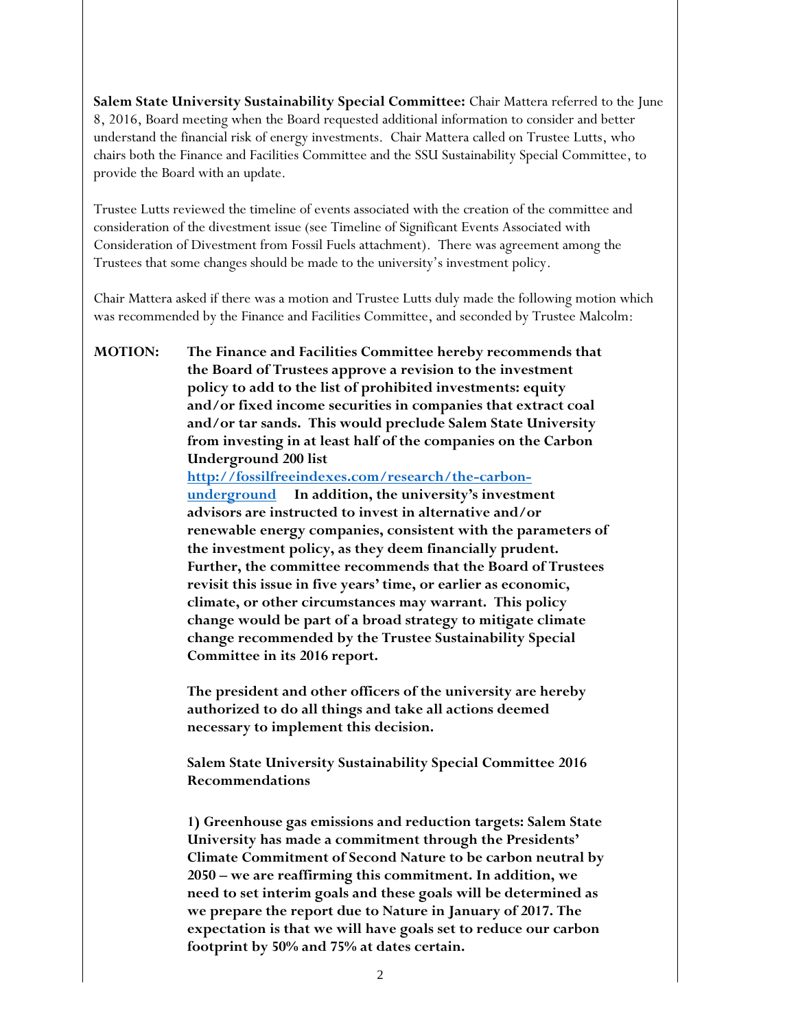**Salem State University Sustainability Special Committee:** Chair Mattera referred to the June 8, 2016, Board meeting when the Board requested additional information to consider and better understand the financial risk of energy investments. Chair Mattera called on Trustee Lutts, who chairs both the Finance and Facilities Committee and the SSU Sustainability Special Committee, to provide the Board with an update.

Trustee Lutts reviewed the timeline of events associated with the creation of the committee and consideration of the divestment issue (see Timeline of Significant Events Associated with Consideration of Divestment from Fossil Fuels attachment). There was agreement among the Trustees that some changes should be made to the university's investment policy.

Chair Mattera asked if there was a motion and Trustee Lutts duly made the following motion which was recommended by the Finance and Facilities Committee, and seconded by Trustee Malcolm:

**MOTION: The Finance and Facilities Committee hereby recommends that the Board of Trustees approve a revision to the investment policy to add to the list of prohibited investments: equity and/or fixed income securities in companies that extract coal and/or tar sands. This would preclude Salem State University from investing in at least half of the companies on the Carbon Underground 200 list [http://fossilfreeindexes.com/research/the-carbon-underground](http://fossilfreeindexes.com/research/the-carbon-underground) In addition, the university's investment advisors are instructed to invest in alternative and/or renewable energy companies, consistent with the parameters of the investment policy, as they deem financially prudent. Further, the committee recommends that the Board of Trustees revisit this issue in five years' time, or earlier as economic, climate, or other circumstances may warrant. This policy change would be part of a broad strategy to mitigate climate change recommended by the Trustee Sustainability Special Committee in its 2016 report.**

**The president and other officers of the university are hereby authorized to do all things and take all actions deemed necessary to implement this decision.**

**Salem State University Sustainability Special Committee 2016 Recommendations**

**1) Greenhouse gas emissions and reduction targets: Salem State University has made a commitment through the Presidents' Climate Commitment of Second Nature to be carbon neutral by 2050 – we are reaffirming this commitment. In addition, we need to set interim goals and these goals will be determined as we prepare the report due to Nature in January of 2017. The expectation is that we will have goals set to reduce our carbon footprint by 50% and 75% at dates certain.**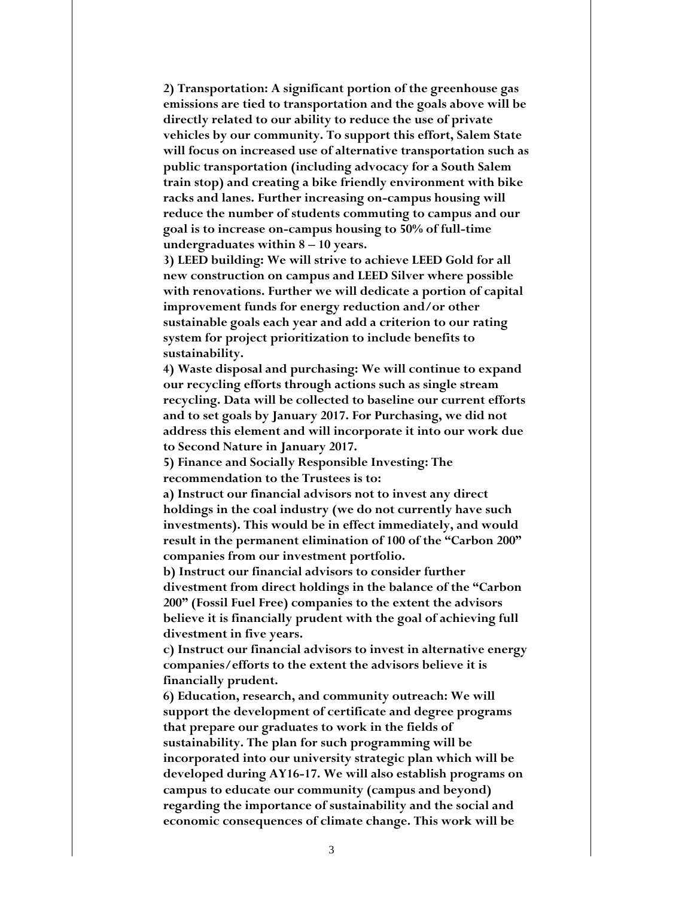**2) Transportation: A significant portion of the greenhouse gas emissions are tied to transportation and the goals above will be directly related to our ability to reduce the use of private vehicles by our community. To support this effort, Salem State will focus on increased use of alternative transportation such as public transportation (including advocacy for a South Salem train stop) and creating a bike friendly environment with bike racks and lanes. Further increasing on-campus housing will reduce the number of students commuting to campus and our goal is to increase on-campus housing to 50% of full-time undergraduates within 8 – 10 years.**

**3) LEED building: We will strive to achieve LEED Gold for all new construction on campus and LEED Silver where possible with renovations. Further we will dedicate a portion of capital improvement funds for energy reduction and/or other sustainable goals each year and add a criterion to our rating system for project prioritization to include benefits to sustainability.**

**4) Waste disposal and purchasing: We will continue to expand our recycling efforts through actions such as single stream recycling. Data will be collected to baseline our current efforts and to set goals by January 2017. For Purchasing, we did not address this element and will incorporate it into our work due to Second Nature in January 2017.**

**5) Finance and Socially Responsible Investing: The recommendation to the Trustees is to:**

**a) Instruct our financial advisors not to invest any direct holdings in the coal industry (we do not currently have such investments). This would be in effect immediately, and would result in the permanent elimination of 100 of the "Carbon 200" companies from our investment portfolio.**

**b) Instruct our financial advisors to consider further divestment from direct holdings in the balance of the "Carbon 200" (Fossil Fuel Free) companies to the extent the advisors believe it is financially prudent with the goal of achieving full divestment in five years.**

**c) Instruct our financial advisors to invest in alternative energy companies/efforts to the extent the advisors believe it is financially prudent.**

**6) Education, research, and community outreach: We will support the development of certificate and degree programs that prepare our graduates to work in the fields of sustainability. The plan for such programming will be incorporated into our university strategic plan which will be developed during AY16-17. We will also establish programs on campus to educate our community (campus and beyond) regarding the importance of sustainability and the social and economic consequences of climate change. This work will be**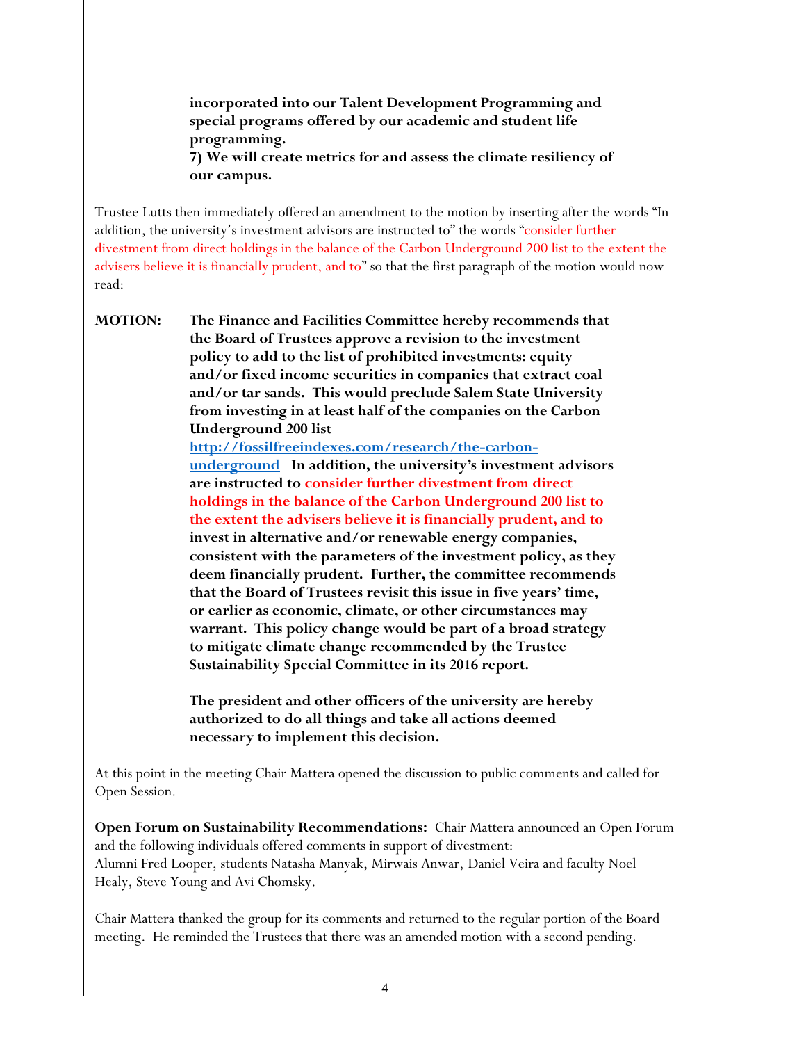**incorporated into our Talent Development Programming and special programs offered by our academic and student life programming.**
**7) We will create metrics for and assess the climate resiliency of our campus.**

Trustee Lutts then immediately offered an amendment to the motion by inserting after the words "In addition, the university's investment advisors are instructed to" the words "consider further divestment from direct holdings in the balance of the Carbon Underground 200 list to the extent the advisers believe it is financially prudent, and to" so that the first paragraph of the motion would now read:

**MOTION:** **The Finance and Facilities Committee hereby recommends that the Board of Trustees approve a revision to the investment policy to add to the list of prohibited investments: equity and/or fixed income securities in companies that extract coal and/or tar sands. This would preclude Salem State University from investing in at least half of the companies on the Carbon Underground 200 list [http://fossilfreeindexes.com/research/the-carbon-underground](http://fossilfreeindexes.com/research/the-carbon-underground) In addition, the university's investment advisors are instructed to consider further divestment from direct holdings in the balance of the Carbon Underground 200 list to the extent the advisers believe it is financially prudent, and to invest in alternative and/or renewable energy companies, consistent with the parameters of the investment policy, as they deem financially prudent. Further, the committee recommends that the Board of Trustees revisit this issue in five years' time, or earlier as economic, climate, or other circumstances may warrant. This policy change would be part of a broad strategy to mitigate climate change recommended by the Trustee Sustainability Special Committee in its 2016 report.**

**The president and other officers of the university are hereby authorized to do all things and take all actions deemed necessary to implement this decision.**

At this point in the meeting Chair Mattera opened the discussion to public comments and called for Open Session.

**Open Forum on Sustainability Recommendations:** Chair Mattera announced an Open Forum and the following individuals offered comments in support of divestment:
Alumni Fred Looper, students Natasha Manyak, Mirwais Anwar, Daniel Veira and faculty Noel Healy, Steve Young and Avi Chomsky.

Chair Mattera thanked the group for its comments and returned to the regular portion of the Board meeting. He reminded the Trustees that there was an amended motion with a second pending.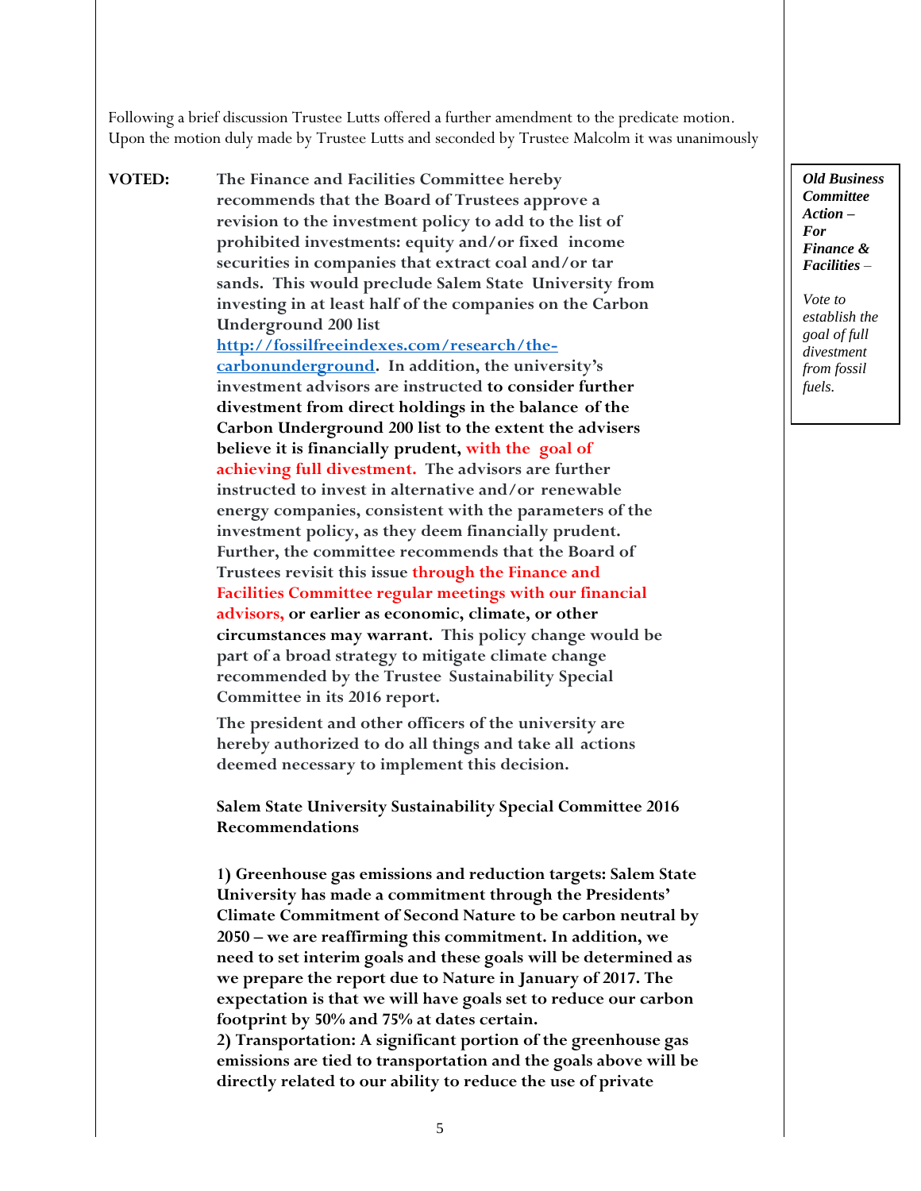Following a brief discussion Trustee Lutts offered a further amendment to the predicate motion. Upon the motion duly made by Trustee Lutts and seconded by Trustee Malcolm it was unanimously

***Old Business Committee Action – For Finance & Facilities** –*

*Vote to establish the goal of full divestment from fossil fuels.*

**VOTED:** **The Finance and Facilities Committee hereby recommends that the Board of Trustees approve a revision to the investment policy to add to the list of prohibited investments: equity and/or fixed income securities in companies that extract coal and/or tar sands. This would preclude Salem State University from investing in at least half of the companies on the Carbon Underground 200 list [http://fossilfreeindexes.com/research/the-carbonunderground](http://fossilfreeindexes.com/research/the-carbonunderground). In addition, the university's investment advisors are instructed to consider further divestment from direct holdings in the balance of the Carbon Underground 200 list to the extent the advisers believe it is financially prudent, with the goal of achieving full divestment. The advisors are further instructed to invest in alternative and/or renewable energy companies, consistent with the parameters of the investment policy, as they deem financially prudent. Further, the committee recommends that the Board of Trustees revisit this issue through the Finance and Facilities Committee regular meetings with our financial advisors, or earlier as economic, climate, or other circumstances may warrant. This policy change would be part of a broad strategy to mitigate climate change recommended by the Trustee Sustainability Special Committee in its 2016 report.**

**The president and other officers of the university are hereby authorized to do all things and take all actions deemed necessary to implement this decision.**

**Salem State University Sustainability Special Committee 2016 Recommendations**

**1) Greenhouse gas emissions and reduction targets: Salem State University has made a commitment through the Presidents' Climate Commitment of Second Nature to be carbon neutral by 2050 – we are reaffirming this commitment. In addition, we need to set interim goals and these goals will be determined as we prepare the report due to Nature in January of 2017. The expectation is that we will have goals set to reduce our carbon footprint by 50% and 75% at dates certain.**

**2) Transportation: A significant portion of the greenhouse gas emissions are tied to transportation and the goals above will be directly related to our ability to reduce the use of private**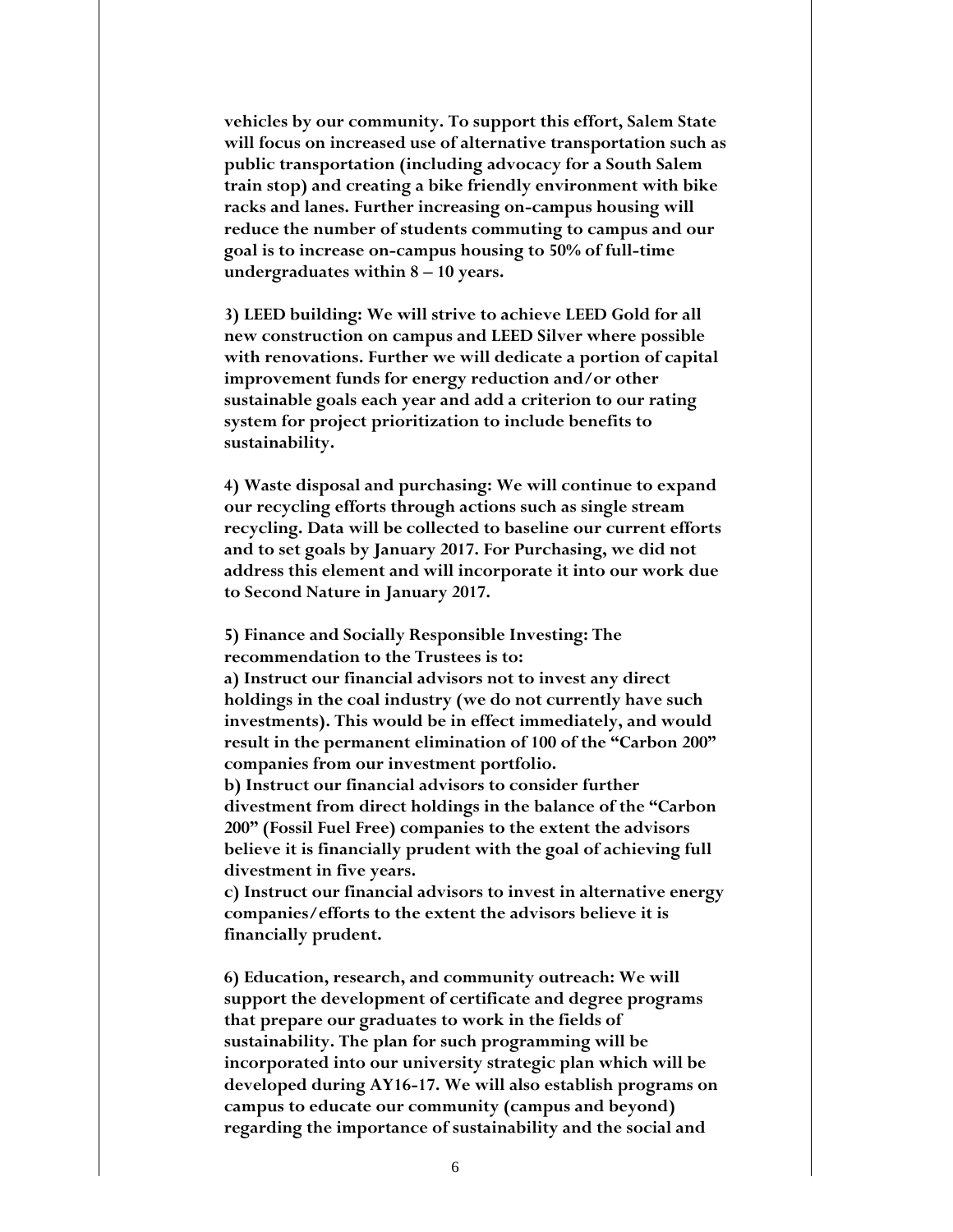**vehicles by our community. To support this effort, Salem State will focus on increased use of alternative transportation such as public transportation (including advocacy for a South Salem train stop) and creating a bike friendly environment with bike racks and lanes. Further increasing on-campus housing will reduce the number of students commuting to campus and our goal is to increase on-campus housing to 50% of full-time undergraduates within 8 – 10 years.**

**3) LEED building: We will strive to achieve LEED Gold for all new construction on campus and LEED Silver where possible with renovations. Further we will dedicate a portion of capital improvement funds for energy reduction and/or other sustainable goals each year and add a criterion to our rating system for project prioritization to include benefits to sustainability.**

**4) Waste disposal and purchasing: We will continue to expand our recycling efforts through actions such as single stream recycling. Data will be collected to baseline our current efforts and to set goals by January 2017. For Purchasing, we did not address this element and will incorporate it into our work due to Second Nature in January 2017.**

**5) Finance and Socially Responsible Investing: The recommendation to the Trustees is to:**
**a) Instruct our financial advisors not to invest any direct holdings in the coal industry (we do not currently have such investments). This would be in effect immediately, and would result in the permanent elimination of 100 of the "Carbon 200" companies from our investment portfolio.**
**b) Instruct our financial advisors to consider further divestment from direct holdings in the balance of the "Carbon 200" (Fossil Fuel Free) companies to the extent the advisors believe it is financially prudent with the goal of achieving full divestment in five years.**
**c) Instruct our financial advisors to invest in alternative energy companies/efforts to the extent the advisors believe it is financially prudent.**

**6) Education, research, and community outreach: We will support the development of certificate and degree programs that prepare our graduates to work in the fields of sustainability. The plan for such programming will be incorporated into our university strategic plan which will be developed during AY16-17. We will also establish programs on campus to educate our community (campus and beyond) regarding the importance of sustainability and the social and**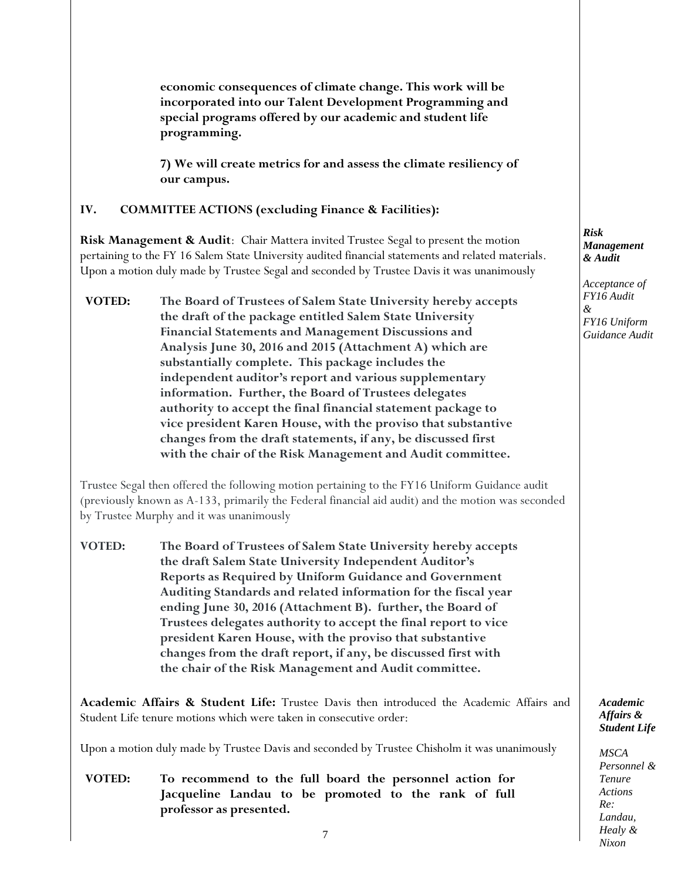**economic consequences of climate change. This work will be incorporated into our Talent Development Programming and special programs offered by our academic and student life programming.**

**7) We will create metrics for and assess the climate resiliency of our campus.**

## IV. COMMITTEE ACTIONS (excluding Finance & Facilities):

***Risk Management & Audit***

*Acceptance of FY16 Audit & FY16 Uniform Guidance Audit*

**Risk Management & Audit**: Chair Mattera invited Trustee Segal to present the motion pertaining to the FY 16 Salem State University audited financial statements and related materials. Upon a motion duly made by Trustee Segal and seconded by Trustee Davis it was unanimously

**VOTED: The Board of Trustees of Salem State University hereby accepts the draft of the package entitled Salem State University Financial Statements and Management Discussions and Analysis June 30, 2016 and 2015 (Attachment A) which are substantially complete. This package includes the independent auditor's report and various supplementary information. Further, the Board of Trustees delegates authority to accept the final financial statement package to vice president Karen House, with the proviso that substantive changes from the draft statements, if any, be discussed first with the chair of the Risk Management and Audit committee.**

Trustee Segal then offered the following motion pertaining to the FY16 Uniform Guidance audit (previously known as A-133, primarily the Federal financial aid audit) and the motion was seconded by Trustee Murphy and it was unanimously

**VOTED: The Board of Trustees of Salem State University hereby accepts the draft Salem State University Independent Auditor's Reports as Required by Uniform Guidance and Government Auditing Standards and related information for the fiscal year ending June 30, 2016 (Attachment B). further, the Board of Trustees delegates authority to accept the final report to vice president Karen House, with the proviso that substantive changes from the draft report, if any, be discussed first with the chair of the Risk Management and Audit committee.**

***Academic Affairs & Student Life***

*MSCA Personnel & Tenure Actions Re: Landau, Healy & Nixon*

**Academic Affairs & Student Life:** Trustee Davis then introduced the Academic Affairs and Student Life tenure motions which were taken in consecutive order:

Upon a motion duly made by Trustee Davis and seconded by Trustee Chisholm it was unanimously

**VOTED: To recommend to the full board the personnel action for Jacqueline Landau to be promoted to the rank of full professor as presented.**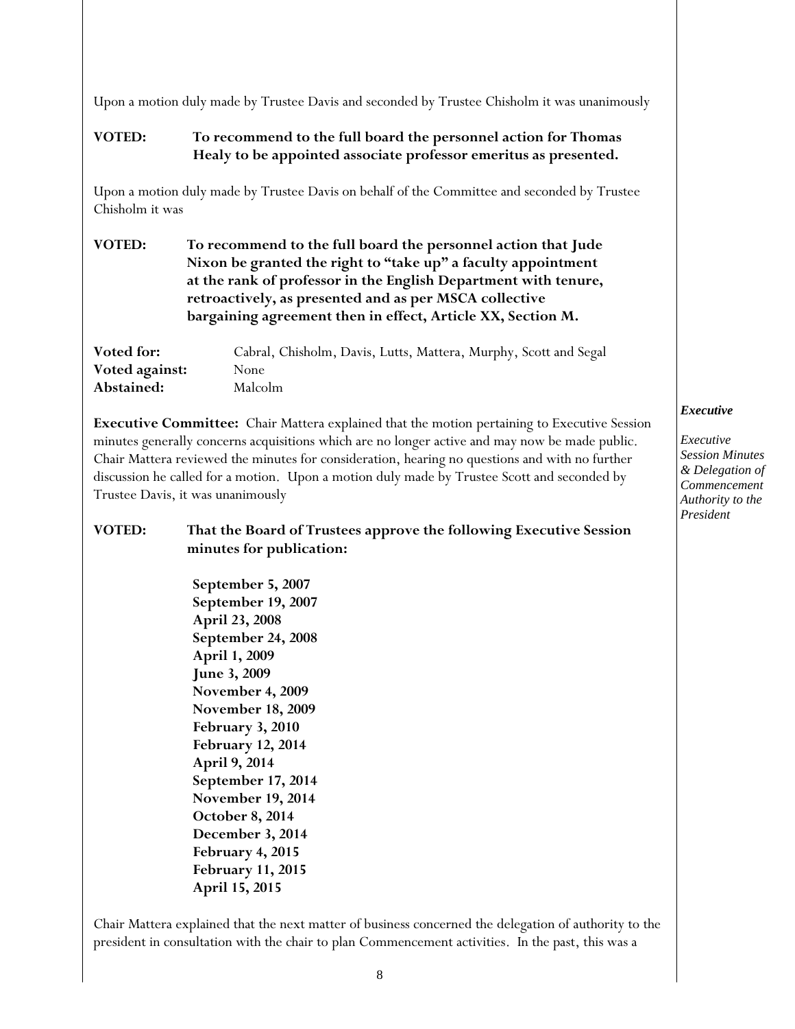Upon a motion duly made by Trustee Davis and seconded by Trustee Chisholm it was unanimously

**VOTED: To recommend to the full board the personnel action for Thomas Healy to be appointed associate professor emeritus as presented.**

Upon a motion duly made by Trustee Davis on behalf of the Committee and seconded by Trustee Chisholm it was

**VOTED: To recommend to the full board the personnel action that Jude Nixon be granted the right to "take up" a faculty appointment at the rank of professor in the English Department with tenure, retroactively, as presented and as per MSCA collective bargaining agreement then in effect, Article XX, Section M.**

**Voted for:** Cabral, Chisholm, Davis, Lutts, Mattera, Murphy, Scott and Segal
**Voted against:** None
**Abstained:** Malcolm

*Executive*

*Executive Session Minutes & Delegation of Commencement Authority to the President*

**Executive Committee:** Chair Mattera explained that the motion pertaining to Executive Session minutes generally concerns acquisitions which are no longer active and may now be made public. Chair Mattera reviewed the minutes for consideration, hearing no questions and with no further discussion he called for a motion. Upon a motion duly made by Trustee Scott and seconded by Trustee Davis, it was unanimously

**VOTED: That the Board of Trustees approve the following Executive Session minutes for publication:**

**September 5, 2007**
**September 19, 2007**
**April 23, 2008**
**September 24, 2008**
**April 1, 2009**
**June 3, 2009**
**November 4, 2009**
**November 18, 2009**
**February 3, 2010**
**February 12, 2014**
**April 9, 2014**
**September 17, 2014**
**November 19, 2014**
**October 8, 2014**
**December 3, 2014**
**February 4, 2015**
**February 11, 2015**
**April 15, 2015**

Chair Mattera explained that the next matter of business concerned the delegation of authority to the president in consultation with the chair to plan Commencement activities. In the past, this was a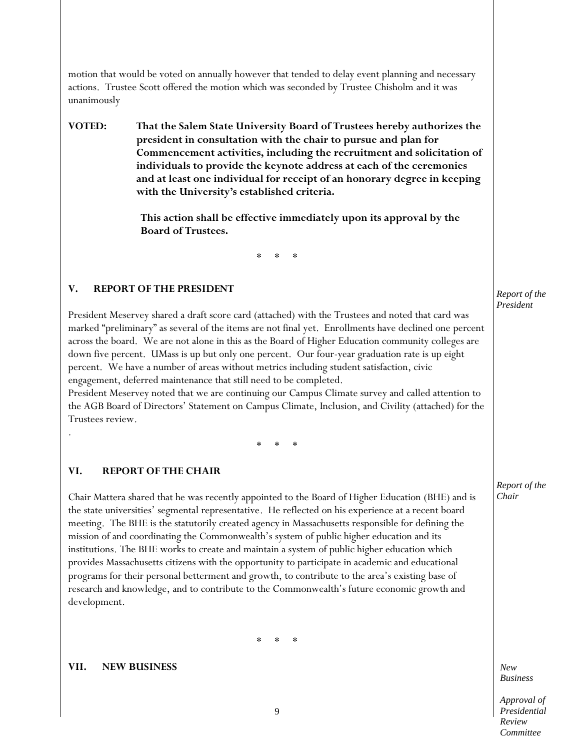motion that would be voted on annually however that tended to delay event planning and necessary actions. Trustee Scott offered the motion which was seconded by Trustee Chisholm and it was unanimously

**VOTED: That the Salem State University Board of Trustees hereby authorizes the president in consultation with the chair to pursue and plan for Commencement activities, including the recruitment and solicitation of individuals to provide the keynote address at each of the ceremonies and at least one individual for receipt of an honorary degree in keeping with the University's established criteria.**

**This action shall be effective immediately upon its approval by the Board of Trustees.**

\* \* \*

## V. REPORT OF THE PRESIDENT

*Report of the President*

President Meservey shared a draft score card (attached) with the Trustees and noted that card was marked "preliminary" as several of the items are not final yet. Enrollments have declined one percent across the board. We are not alone in this as the Board of Higher Education community colleges are down five percent. UMass is up but only one percent. Our four-year graduation rate is up eight percent. We have a number of areas without metrics including student satisfaction, civic engagement, deferred maintenance that still need to be completed.

President Meservey noted that we are continuing our Campus Climate survey and called attention to the AGB Board of Directors' Statement on Campus Climate, Inclusion, and Civility (attached) for the Trustees review.

.

\* \* \*

## VI. REPORT OF THE CHAIR

*Report of the Chair*

Chair Mattera shared that he was recently appointed to the Board of Higher Education (BHE) and is the state universities' segmental representative. He reflected on his experience at a recent board meeting. The BHE is the statutorily created agency in Massachusetts responsible for defining the mission of and coordinating the Commonwealth's system of public higher education and its institutions. The BHE works to create and maintain a system of public higher education which provides Massachusetts citizens with the opportunity to participate in academic and educational programs for their personal betterment and growth, to contribute to the area's existing base of research and knowledge, and to contribute to the Commonwealth's future economic growth and development.

\* \* \*

## VII. NEW BUSINESS

*New Business*

*Approval of Presidential Review Committee*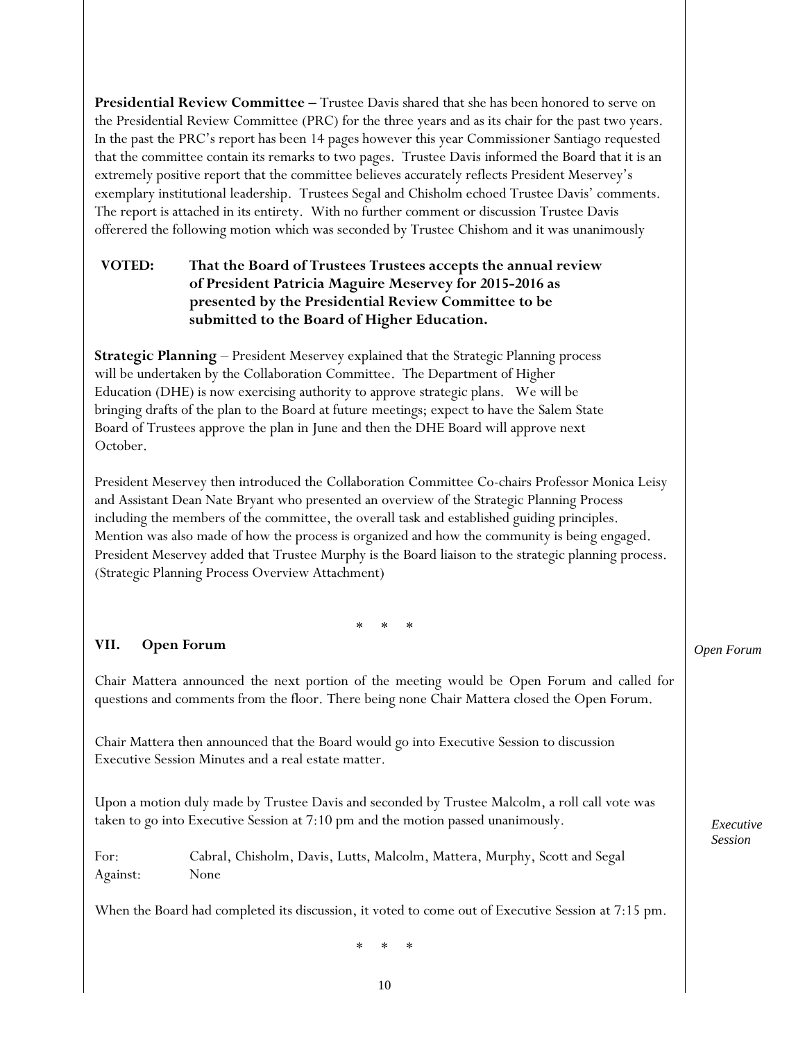**Presidential Review Committee –** Trustee Davis shared that she has been honored to serve on the Presidential Review Committee (PRC) for the three years and as its chair for the past two years. In the past the PRC's report has been 14 pages however this year Commissioner Santiago requested that the committee contain its remarks to two pages. Trustee Davis informed the Board that it is an extremely positive report that the committee believes accurately reflects President Meservey's exemplary institutional leadership. Trustees Segal and Chisholm echoed Trustee Davis' comments. The report is attached in its entirety. With no further comment or discussion Trustee Davis offerered the following motion which was seconded by Trustee Chishom and it was unanimously

**VOTED: That the Board of Trustees Trustees accepts the annual review of President Patricia Maguire Meservey for 2015-2016 as presented by the Presidential Review Committee to be submitted to the Board of Higher Education.**

**Strategic Planning** – President Meservey explained that the Strategic Planning process will be undertaken by the Collaboration Committee. The Department of Higher Education (DHE) is now exercising authority to approve strategic plans. We will be bringing drafts of the plan to the Board at future meetings; expect to have the Salem State Board of Trustees approve the plan in June and then the DHE Board will approve next October.

President Meservey then introduced the Collaboration Committee Co-chairs Professor Monica Leisy and Assistant Dean Nate Bryant who presented an overview of the Strategic Planning Process including the members of the committee, the overall task and established guiding principles. Mention was also made of how the process is organized and how the community is being engaged. President Meservey added that Trustee Murphy is the Board liaison to the strategic planning process. (Strategic Planning Process Overview Attachment)

\* \* \*

## VII. Open Forum

*Open Forum*

Chair Mattera announced the next portion of the meeting would be Open Forum and called for questions and comments from the floor. There being none Chair Mattera closed the Open Forum.

Chair Mattera then announced that the Board would go into Executive Session to discussion Executive Session Minutes and a real estate matter.

*Executive Session*

Upon a motion duly made by Trustee Davis and seconded by Trustee Malcolm, a roll call vote was taken to go into Executive Session at 7:10 pm and the motion passed unanimously.

For: Cabral, Chisholm, Davis, Lutts, Malcolm, Mattera, Murphy, Scott and Segal
Against: None

When the Board had completed its discussion, it voted to come out of Executive Session at 7:15 pm.

\* \* \*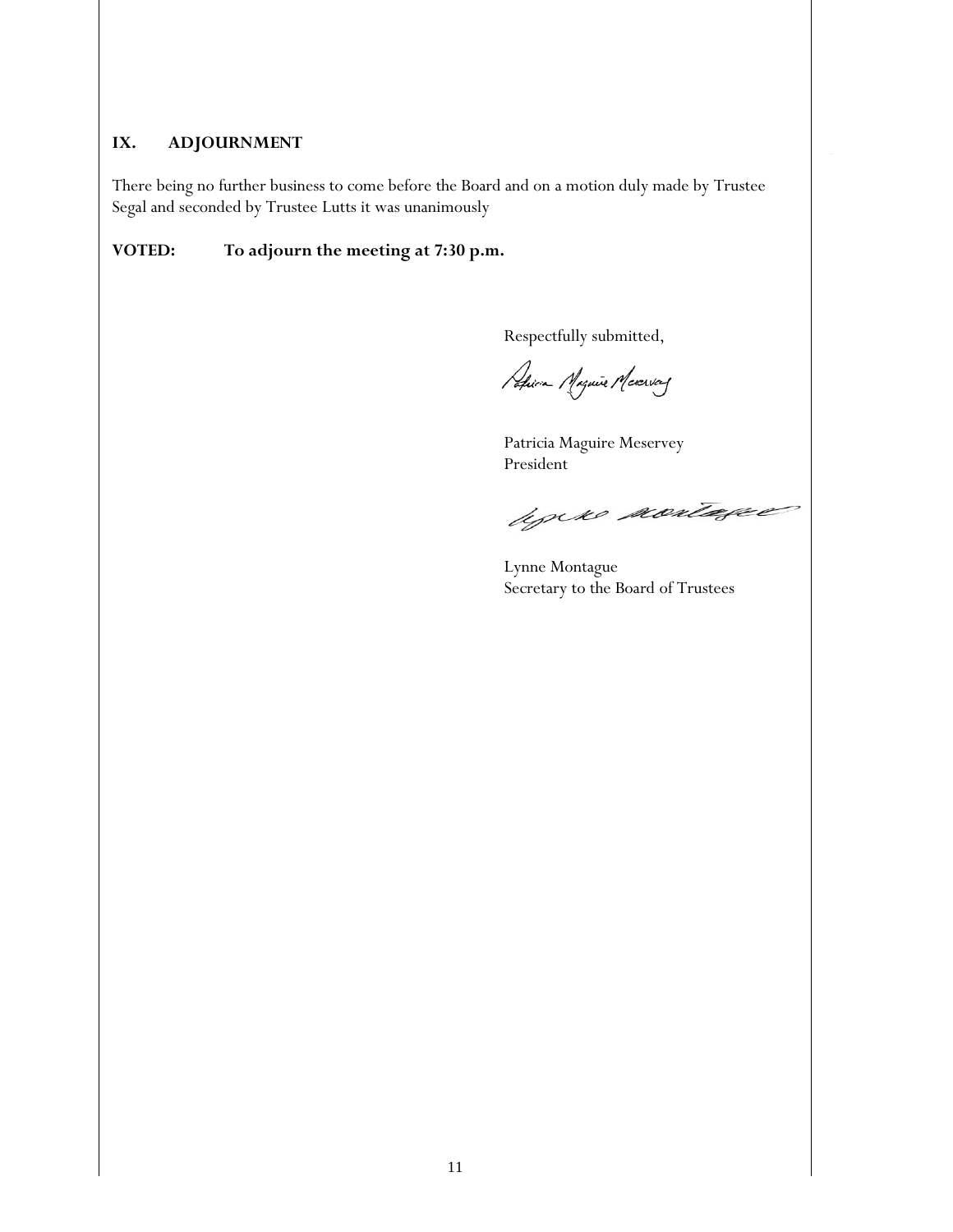## IX. ADJOURNMENT

There being no further business to come before the Board and on a motion duly made by Trustee Segal and seconded by Trustee Lutts it was unanimously

**VOTED: To adjourn the meeting at 7:30 p.m.**

Respectfully submitted,

Patricia Maguire Meservey
President

Lynne Montague
Secretary to the Board of Trustees